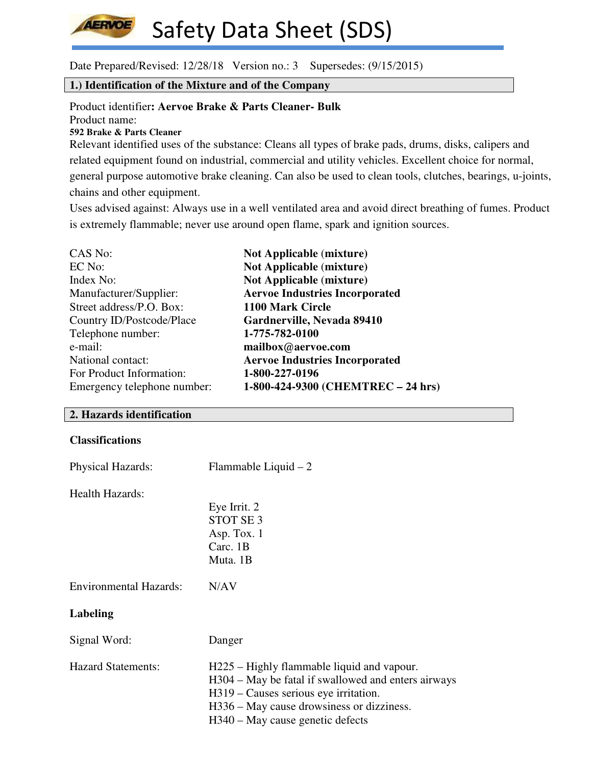# Safety Data Sheet (SDS)

Date Prepared/Revised: 12/28/18   Version no.: 3   Supersedes: (9/15/2015)

## 1.) Identification of the Mixture and of the Company

Product identifier**: Aervoe Brake & Parts Cleaner- Bulk**

Product name:

**592 Brake & Parts Cleaner**

Relevant identified uses of the substance: Cleans all types of brake pads, drums, disks, calipers and related equipment found on industrial, commercial and utility vehicles. Excellent choice for normal, general purpose automotive brake cleaning. Can also be used to clean tools, clutches, bearings, u-joints, chains and other equipment.

Uses advised against: Always use in a well ventilated area and avoid direct breathing of fumes. Product is extremely flammable; never use around open flame, spark and ignition sources.

| | |
|---|---|
| CAS No: | **Not Applicable (mixture)** |
| EC No: | **Not Applicable (mixture)** |
| Index No: | **Not Applicable (mixture)** |
| Manufacturer/Supplier: | **Aervoe Industries Incorporated** |
| Street address/P.O. Box: | **1100 Mark Circle** |
| Country ID/Postcode/Place | **Gardnerville, Nevada 89410** |
| Telephone number: | **1-775-782-0100** |
| e-mail: | **mailbox@aervoe.com** |
| National contact: | **Aervoe Industries Incorporated** |
| For Product Information: | **1-800-227-0196** |
| Emergency telephone number: | **1-800-424-9300 (CHEMTREC – 24 hrs)** |

## 2. Hazards identification

### Classifications

Physical Hazards: Flammable Liquid – 2

Health Hazards:
- Eye Irrit. 2
- STOT SE 3
- Asp. Tox. 1
- Carc. 1B
- Muta. 1B

Environmental Hazards: N/AV

### Labeling

Signal Word: Danger

Hazard Statements:
- H225 – Highly flammable liquid and vapour.
- H304 – May be fatal if swallowed and enters airways
- H319 – Causes serious eye irritation.
- H336 – May cause drowsiness or dizziness.
- H340 – May cause genetic defects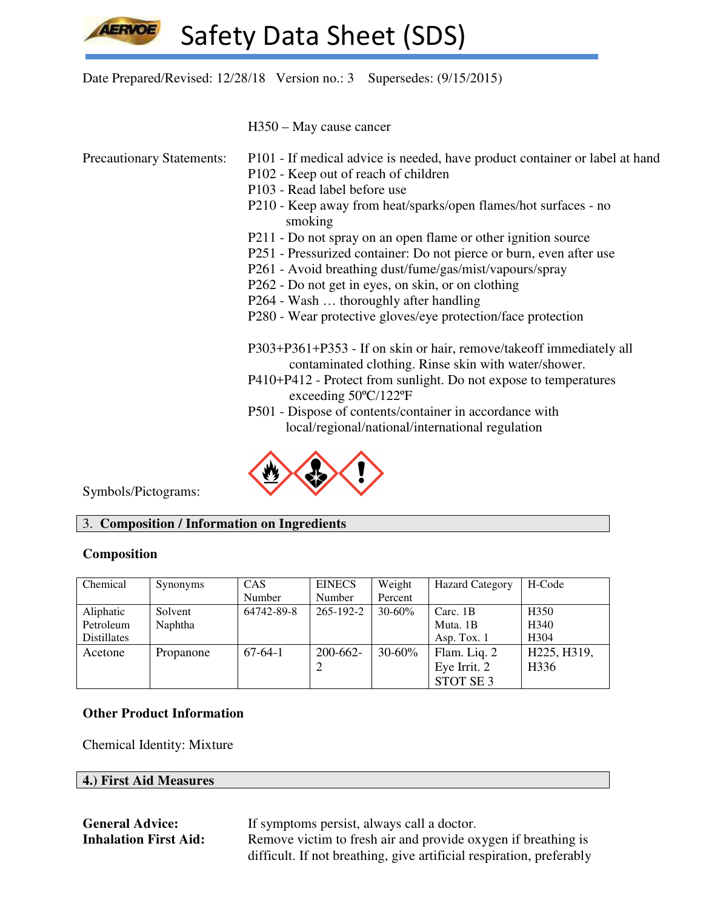Date Prepared/Revised: 12/28/18 Version no.: 3 Supersedes: (9/15/2015)

H350 – May cause cancer

Precautionary Statements:

P101 - If medical advice is needed, have product container or label at hand
P102 - Keep out of reach of children
P103 - Read label before use
P210 - Keep away from heat/sparks/open flames/hot surfaces - no smoking
P211 - Do not spray on an open flame or other ignition source
P251 - Pressurized container: Do not pierce or burn, even after use
P261 - Avoid breathing dust/fume/gas/mist/vapours/spray
P262 - Do not get in eyes, on skin, or on clothing
P264 - Wash … thoroughly after handling
P280 - Wear protective gloves/eye protection/face protection

P303+P361+P353 - If on skin or hair, remove/takeoff immediately all contaminated clothing. Rinse skin with water/shower.
P410+P412 - Protect from sunlight. Do not expose to temperatures exceeding 50ºC/122ºF
P501 - Dispose of contents/container in accordance with local/regional/national/international regulation

Symbols/Pictograms:

## 3. Composition / Information on Ingredients

### Composition

| Chemical | Synonyms | CAS Number | EINECS Number | Weight Percent | Hazard Category | H-Code |
|---|---|---|---|---|---|---|
| Aliphatic Petroleum Distillates | Solvent Naphtha | 64742-89-8 | 265-192-2 | 30-60% | Carc. 1B<br>Muta. 1B<br>Asp. Tox. 1 | H350<br>H340<br>H304 |
| Acetone | Propanone | 67-64-1 | 200-662-2 | 30-60% | Flam. Liq. 2<br>Eye Irrit. 2<br>STOT SE 3 | H225, H319, H336 |

### Other Product Information

Chemical Identity: Mixture

## 4.) First Aid Measures

**General Advice:** If symptoms persist, always call a doctor.

**Inhalation First Aid:** Remove victim to fresh air and provide oxygen if breathing is difficult. If not breathing, give artificial respiration, preferably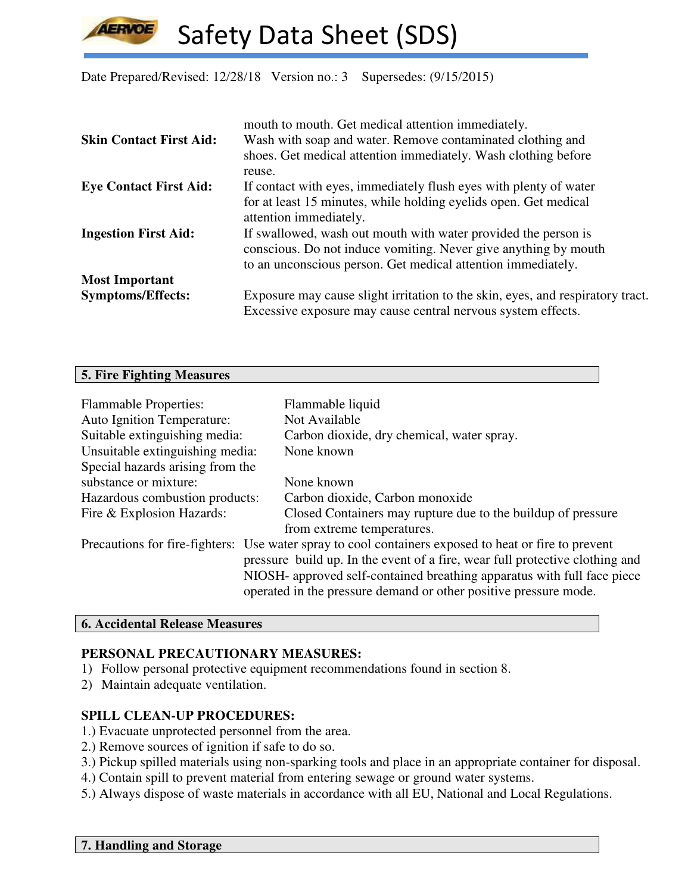mouth to mouth. Get medical attention immediately.

**Skin Contact First Aid:** Wash with soap and water. Remove contaminated clothing and shoes. Get medical attention immediately. Wash clothing before reuse.

**Eye Contact First Aid:** If contact with eyes, immediately flush eyes with plenty of water for at least 15 minutes, while holding eyelids open. Get medical attention immediately.

**Ingestion First Aid:** If swallowed, wash out mouth with water provided the person is conscious. Do not induce vomiting. Never give anything by mouth to an unconscious person. Get medical attention immediately.

**Most Important Symptoms/Effects:** Exposure may cause slight irritation to the skin, eyes, and respiratory tract. Excessive exposure may cause central nervous system effects.

## 5. Fire Fighting Measures

| | |
|---|---|
| Flammable Properties: | Flammable liquid |
| Auto Ignition Temperature: | Not Available |
| Suitable extinguishing media: | Carbon dioxide, dry chemical, water spray. |
| Unsuitable extinguishing media: | None known |
| Special hazards arising from the substance or mixture: | None known |
| Hazardous combustion products: | Carbon dioxide, Carbon monoxide |
| Fire & Explosion Hazards: | Closed Containers may rupture due to the buildup of pressure from extreme temperatures. |
| Precautions for fire-fighters: | Use water spray to cool containers exposed to heat or fire to prevent pressure build up. In the event of a fire, wear full protective clothing and NIOSH- approved self-contained breathing apparatus with full face piece operated in the pressure demand or other positive pressure mode. |

## 6. Accidental Release Measures

**PERSONAL PRECAUTIONARY MEASURES:**

1) Follow personal protective equipment recommendations found in section 8.
2) Maintain adequate ventilation.

**SPILL CLEAN-UP PROCEDURES:**

1.) Evacuate unprotected personnel from the area.
2.) Remove sources of ignition if safe to do so.
3.) Pickup spilled materials using non-sparking tools and place in an appropriate container for disposal.
4.) Contain spill to prevent material from entering sewage or ground water systems.
5.) Always dispose of waste materials in accordance with all EU, National and Local Regulations.

## 7. Handling and Storage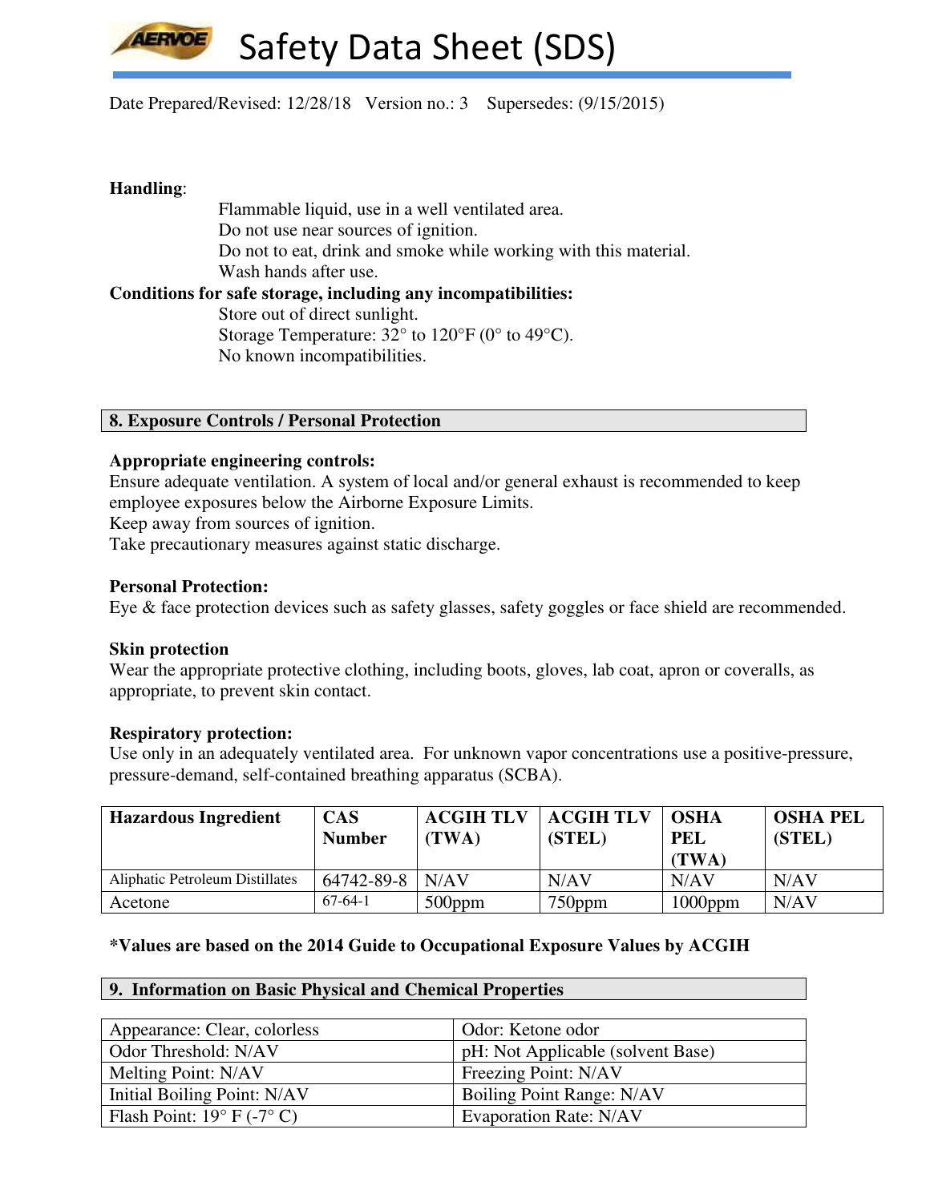**Handling**:

Flammable liquid, use in a well ventilated area.
Do not use near sources of ignition.
Do not to eat, drink and smoke while working with this material.
Wash hands after use.

**Conditions for safe storage, including any incompatibilities:**

Store out of direct sunlight.
Storage Temperature: 32° to 120°F (0° to 49°C).
No known incompatibilities.

## 8. Exposure Controls / Personal Protection

**Appropriate engineering controls:**
Ensure adequate ventilation. A system of local and/or general exhaust is recommended to keep employee exposures below the Airborne Exposure Limits.
Keep away from sources of ignition.
Take precautionary measures against static discharge.

**Personal Protection:**
Eye & face protection devices such as safety glasses, safety goggles or face shield are recommended.

**Skin protection**
Wear the appropriate protective clothing, including boots, gloves, lab coat, apron or coveralls, as appropriate, to prevent skin contact.

**Respiratory protection:**
Use only in an adequately ventilated area. For unknown vapor concentrations use a positive-pressure, pressure-demand, self-contained breathing apparatus (SCBA).

| Hazardous Ingredient | CAS Number | ACGIH TLV (TWA) | ACGIH TLV (STEL) | OSHA PEL (TWA) | OSHA PEL (STEL) |
|---|---|---|---|---|---|
| Aliphatic Petroleum Distillates | 64742-89-8 | N/AV | N/AV | N/AV | N/AV |
| Acetone | 67-64-1 | 500ppm | 750ppm | 1000ppm | N/AV |

**\*Values are based on the 2014 Guide to Occupational Exposure Values by ACGIH**

## 9. Information on Basic Physical and Chemical Properties

| | |
|---|---|
| Appearance: Clear, colorless | Odor: Ketone odor |
| Odor Threshold: N/AV | pH: Not Applicable (solvent Base) |
| Melting Point: N/AV | Freezing Point: N/AV |
| Initial Boiling Point: N/AV | Boiling Point Range: N/AV |
| Flash Point: 19° F (-7° C) | Evaporation Rate: N/AV |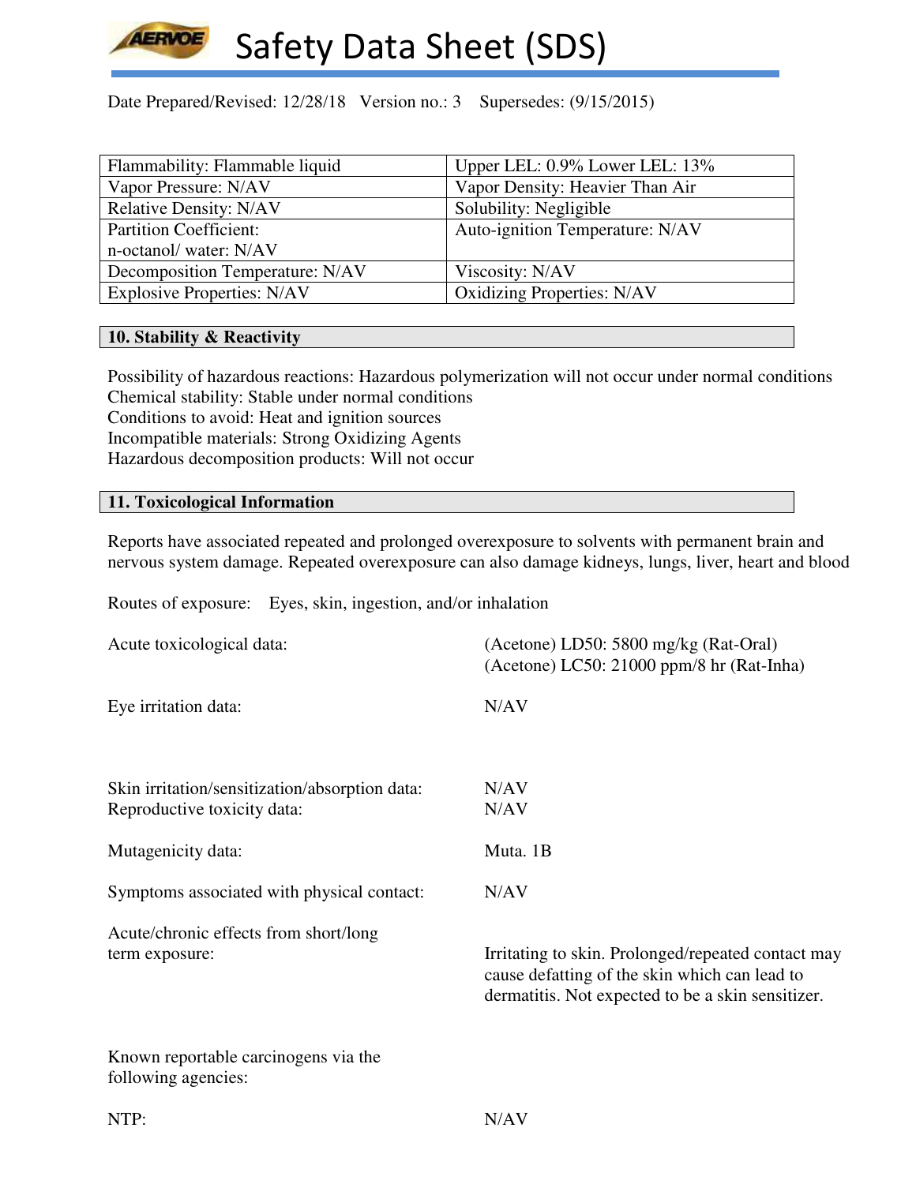Date Prepared/Revised: 12/28/18 Version no.: 3 Supersedes: (9/15/2015)

| Flammability: Flammable liquid | Upper LEL: 0.9% Lower LEL: 13% |
|---|---|
| Vapor Pressure: N/AV | Vapor Density: Heavier Than Air |
| Relative Density: N/AV | Solubility: Negligible |
| Partition Coefficient: n-octanol/ water: N/AV | Auto-ignition Temperature: N/AV |
| Decomposition Temperature: N/AV | Viscosity: N/AV |
| Explosive Properties: N/AV | Oxidizing Properties: N/AV |

## 10. Stability & Reactivity

Possibility of hazardous reactions: Hazardous polymerization will not occur under normal conditions
Chemical stability: Stable under normal conditions
Conditions to avoid: Heat and ignition sources
Incompatible materials: Strong Oxidizing Agents
Hazardous decomposition products: Will not occur

## 11. Toxicological Information

Reports have associated repeated and prolonged overexposure to solvents with permanent brain and nervous system damage. Repeated overexposure can also damage kidneys, lungs, liver, heart and blood

Routes of exposure: Eyes, skin, ingestion, and/or inhalation

Acute toxicological data: (Acetone) LD50: 5800 mg/kg (Rat-Oral)
(Acetone) LC50: 21000 ppm/8 hr (Rat-Inha)

Eye irritation data: N/AV

Skin irritation/sensitization/absorption data: N/AV
Reproductive toxicity data: N/AV

Mutagenicity data: Muta. 1B

Symptoms associated with physical contact: N/AV

Acute/chronic effects from short/long term exposure: Irritating to skin. Prolonged/repeated contact may cause defatting of the skin which can lead to dermatitis. Not expected to be a skin sensitizer.

Known reportable carcinogens via the following agencies:

NTP: N/AV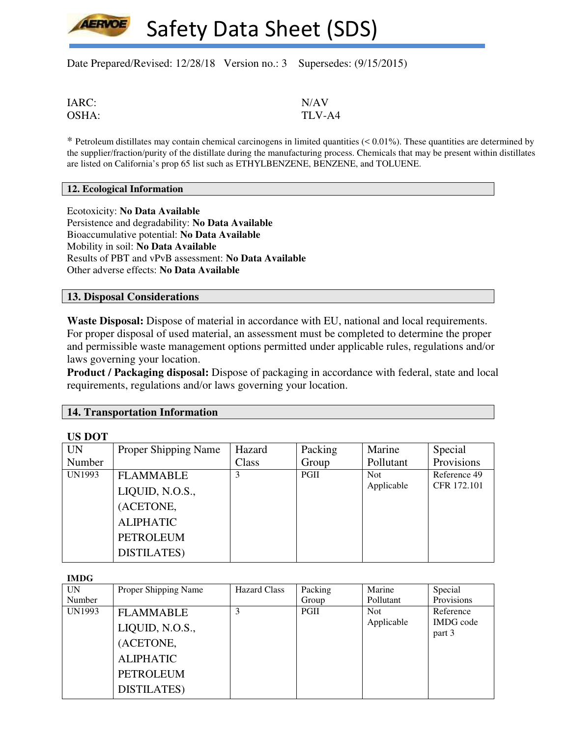# Safety Data Sheet (SDS)

Date Prepared/Revised: 12/28/18 Version no.: 3 Supersedes: (9/15/2015)

| | |
|---|---|
| IARC: | N/AV |
| OSHA: | TLV-A4 |

* Petroleum distillates may contain chemical carcinogens in limited quantities (< 0.01%). These quantities are determined by the supplier/fraction/purity of the distillate during the manufacturing process. Chemicals that may be present within distillates are listed on California's prop 65 list such as ETHYLBENZENE, BENZENE, and TOLUENE.

## 12. Ecological Information

Ecotoxicity: **No Data Available**
Persistence and degradability: **No Data Available**
Bioaccumulative potential: **No Data Available**
Mobility in soil: **No Data Available**
Results of PBT and vPvB assessment: **No Data Available**
Other adverse effects: **No Data Available**

## 13. Disposal Considerations

**Waste Disposal:** Dispose of material in accordance with EU, national and local requirements. For proper disposal of used material, an assessment must be completed to determine the proper and permissible waste management options permitted under applicable rules, regulations and/or laws governing your location.
**Product / Packaging disposal:** Dispose of packaging in accordance with federal, state and local requirements, regulations and/or laws governing your location.

## 14. Transportation Information

**US DOT**

| UN Number | Proper Shipping Name | Hazard Class | Packing Group | Marine Pollutant | Special Provisions |
|---|---|---|---|---|---|
| UN1993 | FLAMMABLE LIQUID, N.O.S., (ACETONE, ALIPHATIC PETROLEUM DISTILATES) | 3 | PGII | Not Applicable | Reference 49 CFR 172.101 |

**IMDG**

| UN Number | Proper Shipping Name | Hazard Class | Packing Group | Marine Pollutant | Special Provisions |
|---|---|---|---|---|---|
| UN1993 | FLAMMABLE LIQUID, N.O.S., (ACETONE, ALIPHATIC PETROLEUM DISTILATES) | 3 | PGII | Not Applicable | Reference IMDG code part 3 |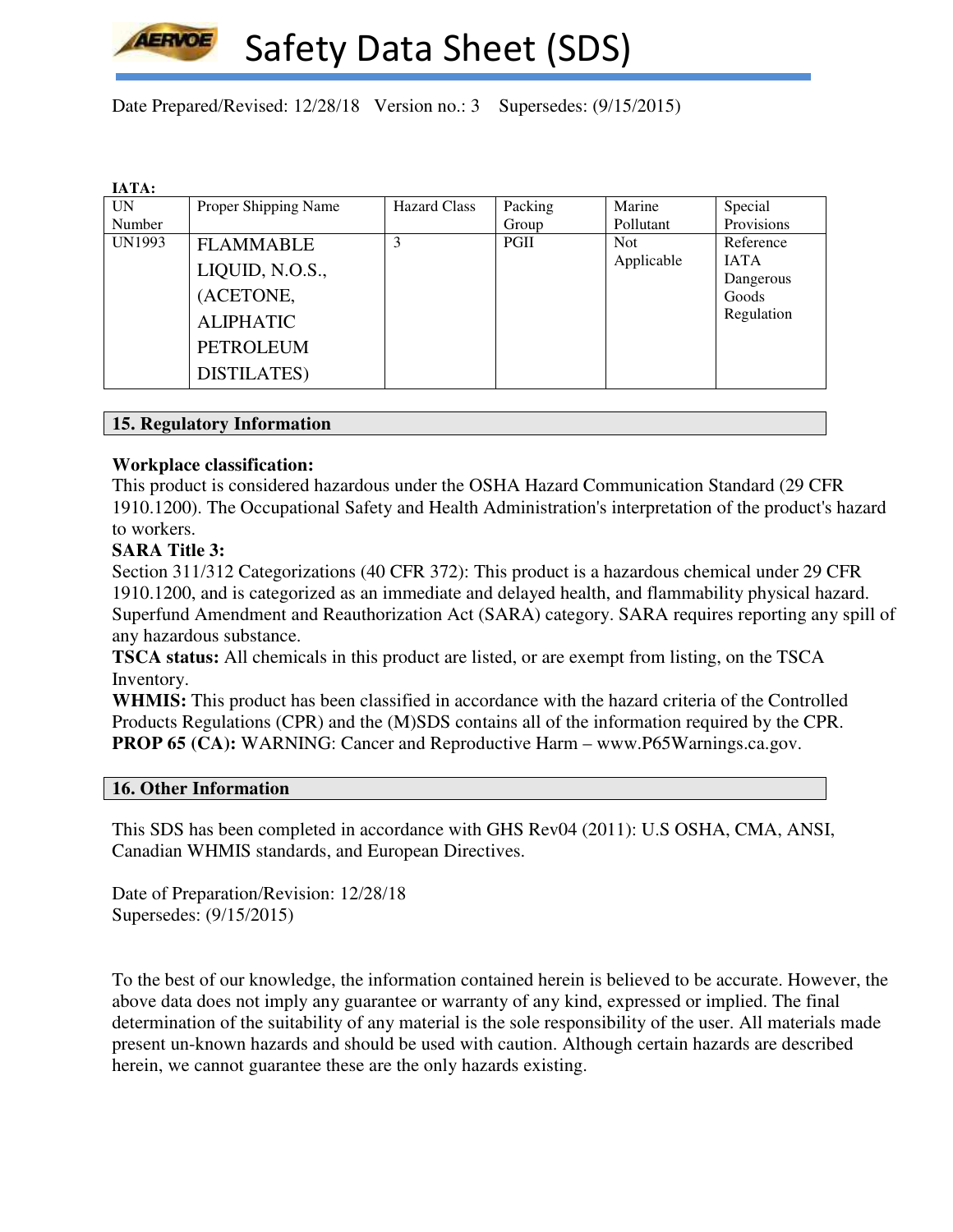**IATA:**

| UN Number | Proper Shipping Name | Hazard Class | Packing Group | Marine Pollutant | Special Provisions |
|---|---|---|---|---|---|
| UN1993 | FLAMMABLE LIQUID, N.O.S., (ACETONE, ALIPHATIC PETROLEUM DISTILATES) | 3 | PGII | Not Applicable | Reference IATA Dangerous Goods Regulation |

## 15. Regulatory Information

**Workplace classification:**
This product is considered hazardous under the OSHA Hazard Communication Standard (29 CFR 1910.1200). The Occupational Safety and Health Administration's interpretation of the product's hazard to workers.

**SARA Title 3:**
Section 311/312 Categorizations (40 CFR 372): This product is a hazardous chemical under 29 CFR 1910.1200, and is categorized as an immediate and delayed health, and flammability physical hazard. Superfund Amendment and Reauthorization Act (SARA) category. SARA requires reporting any spill of any hazardous substance.

**TSCA status:** All chemicals in this product are listed, or are exempt from listing, on the TSCA Inventory.

**WHMIS:** This product has been classified in accordance with the hazard criteria of the Controlled Products Regulations (CPR) and the (M)SDS contains all of the information required by the CPR.

**PROP 65 (CA):** WARNING: Cancer and Reproductive Harm – www.P65Warnings.ca.gov.

## 16. Other Information

This SDS has been completed in accordance with GHS Rev04 (2011): U.S OSHA, CMA, ANSI, Canadian WHMIS standards, and European Directives.

Date of Preparation/Revision: 12/28/18
Supersedes: (9/15/2015)

To the best of our knowledge, the information contained herein is believed to be accurate. However, the above data does not imply any guarantee or warranty of any kind, expressed or implied. The final determination of the suitability of any material is the sole responsibility of the user. All materials made present un-known hazards and should be used with caution. Although certain hazards are described herein, we cannot guarantee these are the only hazards existing.